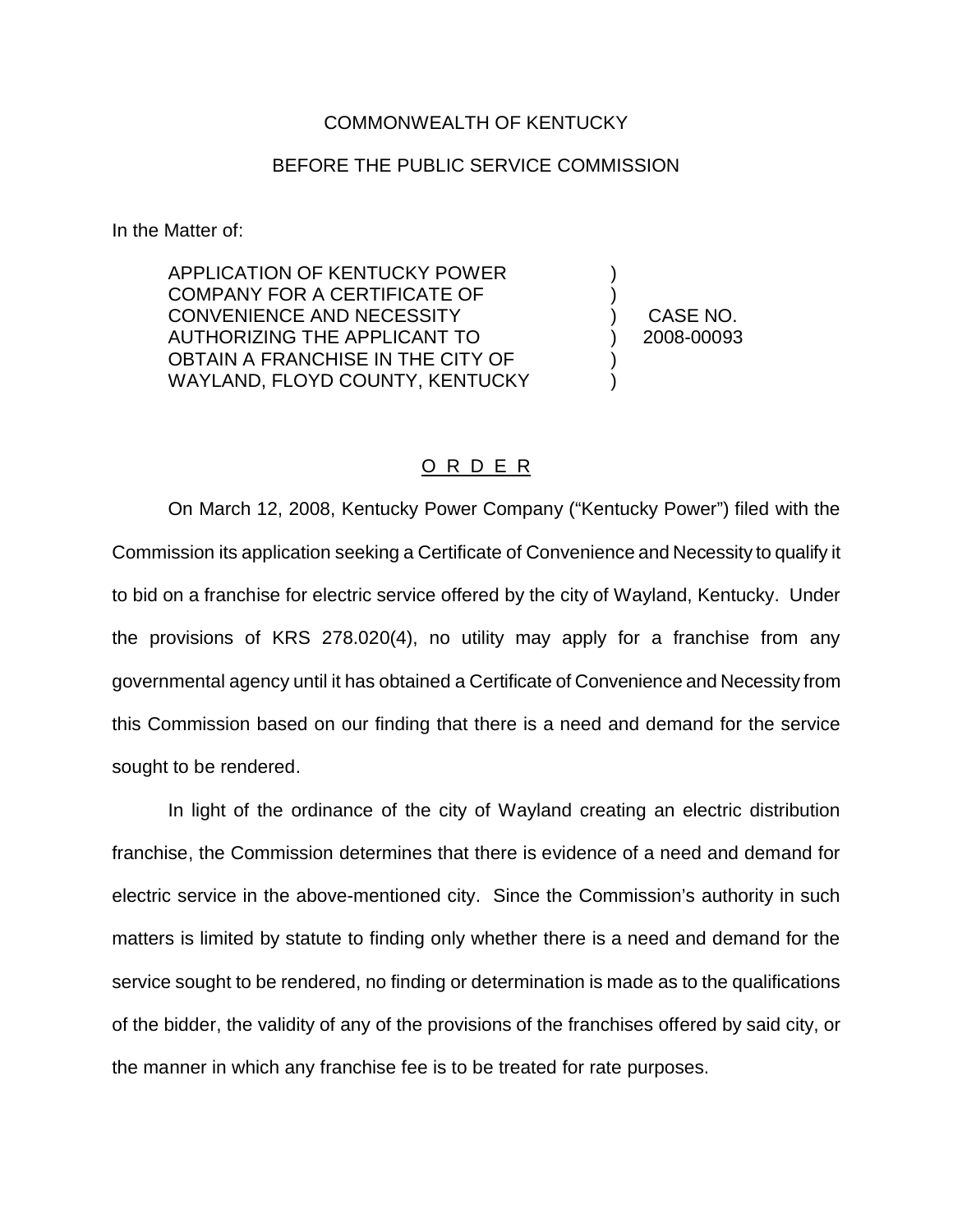COMMONWEALTH OF KENTUCKY

BEFORE THE PUBLIC SERVICE COMMISSION

In the Matter of:

| | | |
|---|---|---|
| APPLICATION OF KENTUCKY POWER COMPANY FOR A CERTIFICATE OF CONVENIENCE AND NECESSITY AUTHORIZING THE APPLICANT TO OBTAIN A FRANCHISE IN THE CITY OF WAYLAND, FLOYD COUNTY, KENTUCKY | ) | CASE NO. 2008-00093 |

# O R D E R

On March 12, 2008, Kentucky Power Company ("Kentucky Power") filed with the Commission its application seeking a Certificate of Convenience and Necessity to qualify it to bid on a franchise for electric service offered by the city of Wayland, Kentucky. Under the provisions of KRS 278.020(4), no utility may apply for a franchise from any governmental agency until it has obtained a Certificate of Convenience and Necessity from this Commission based on our finding that there is a need and demand for the service sought to be rendered.

In light of the ordinance of the city of Wayland creating an electric distribution franchise, the Commission determines that there is evidence of a need and demand for electric service in the above-mentioned city. Since the Commission's authority in such matters is limited by statute to finding only whether there is a need and demand for the service sought to be rendered, no finding or determination is made as to the qualifications of the bidder, the validity of any of the provisions of the franchises offered by said city, or the manner in which any franchise fee is to be treated for rate purposes.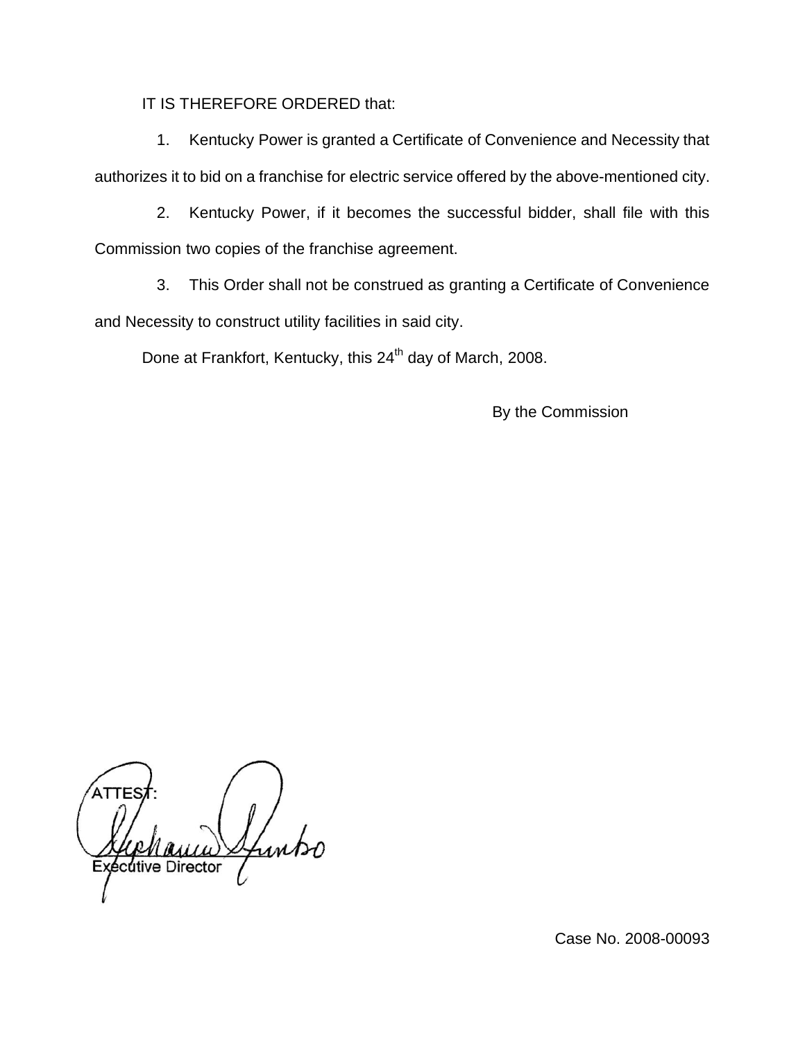IT IS THEREFORE ORDERED that:

1. Kentucky Power is granted a Certificate of Convenience and Necessity that authorizes it to bid on a franchise for electric service offered by the above-mentioned city.

2. Kentucky Power, if it becomes the successful bidder, shall file with this Commission two copies of the franchise agreement.

3. This Order shall not be construed as granting a Certificate of Convenience and Necessity to construct utility facilities in said city.

Done at Frankfort, Kentucky, this 24th day of March, 2008.

By the Commission

ATTEST:

Executive Director

Case No. 2008-00093